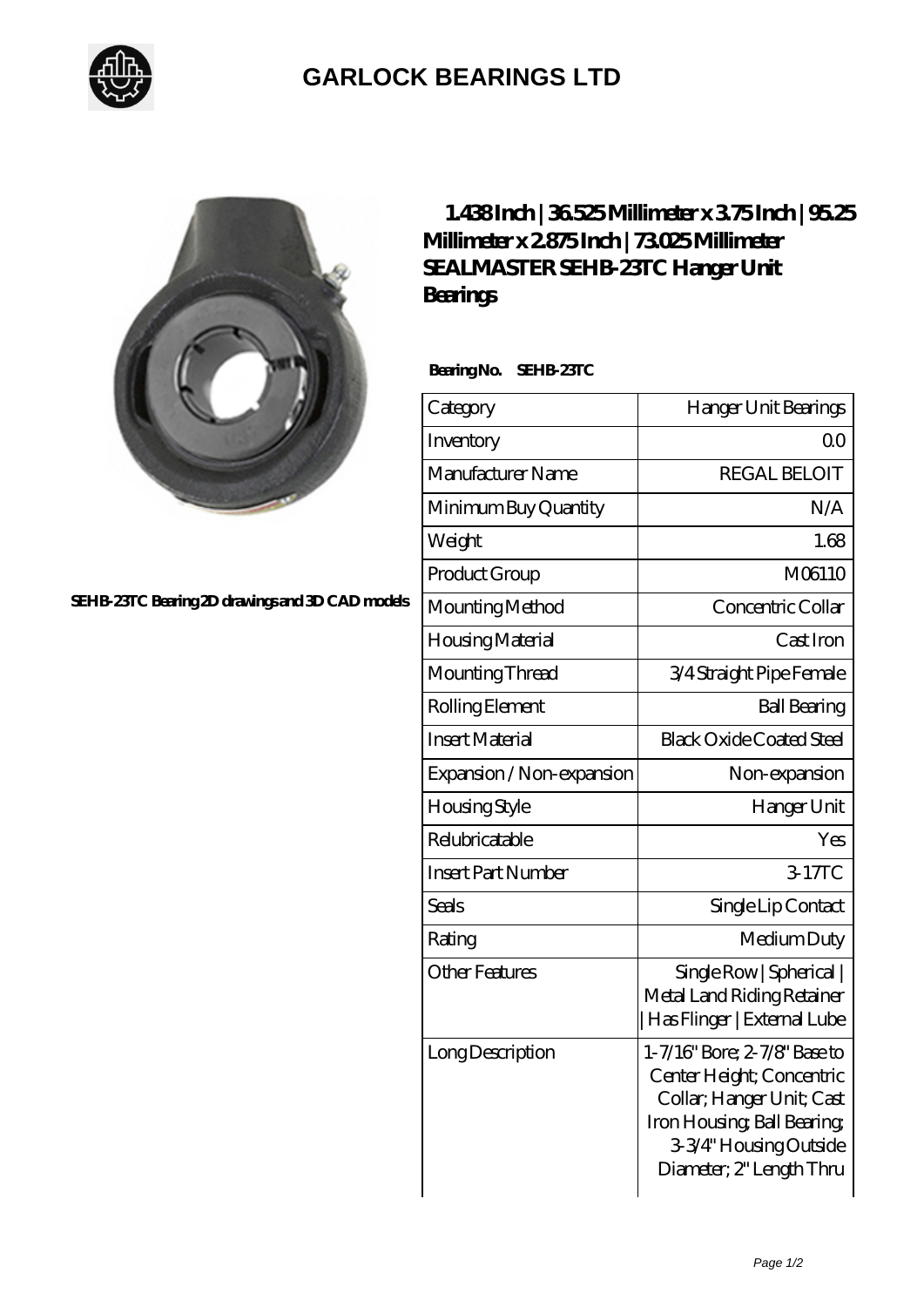# GARLOCK BEARINGS LTD

SEHB-23TC Bearing 2D drawings and 3D CAD models

## 1.438 Inch | 36.525 Millimeter x 3.75 Inch | 95.25 Millimeter x 2.875 Inch | 73.025 Millimeter SEALMASTER SEHB-23TC Hanger Unit Bearings

**Bearing No. SEHB-23TC**

| Category | Hanger Unit Bearings |
| --- | --- |
| Inventory | 0.0 |
| Manufacturer Name | REGAL BELOIT |
| Minimum Buy Quantity | N/A |
| Weight | 1.68 |
| Product Group | M06110 |
| Mounting Method | Concentric Collar |
| Housing Material | Cast Iron |
| Mounting Thread | 3/4 Straight Pipe Female |
| Rolling Element | Ball Bearing |
| Insert Material | Black Oxide Coated Steel |
| Expansion / Non-expansion | Non-expansion |
| Housing Style | Hanger Unit |
| Relubricatable | Yes |
| Insert Part Number | 3-17TC |
| Seals | Single Lip Contact |
| Rating | Medium Duty |
| Other Features | Single Row \| Spherical \| Metal Land Riding Retainer \| Has Flinger \| External Lube |
| Long Description | 1-7/16" Bore; 2-7/8" Base to Center Height; Concentric Collar; Hanger Unit; Cast Iron Housing; Ball Bearing; 3-3/4" Housing Outside Diameter; 2" Length Thru |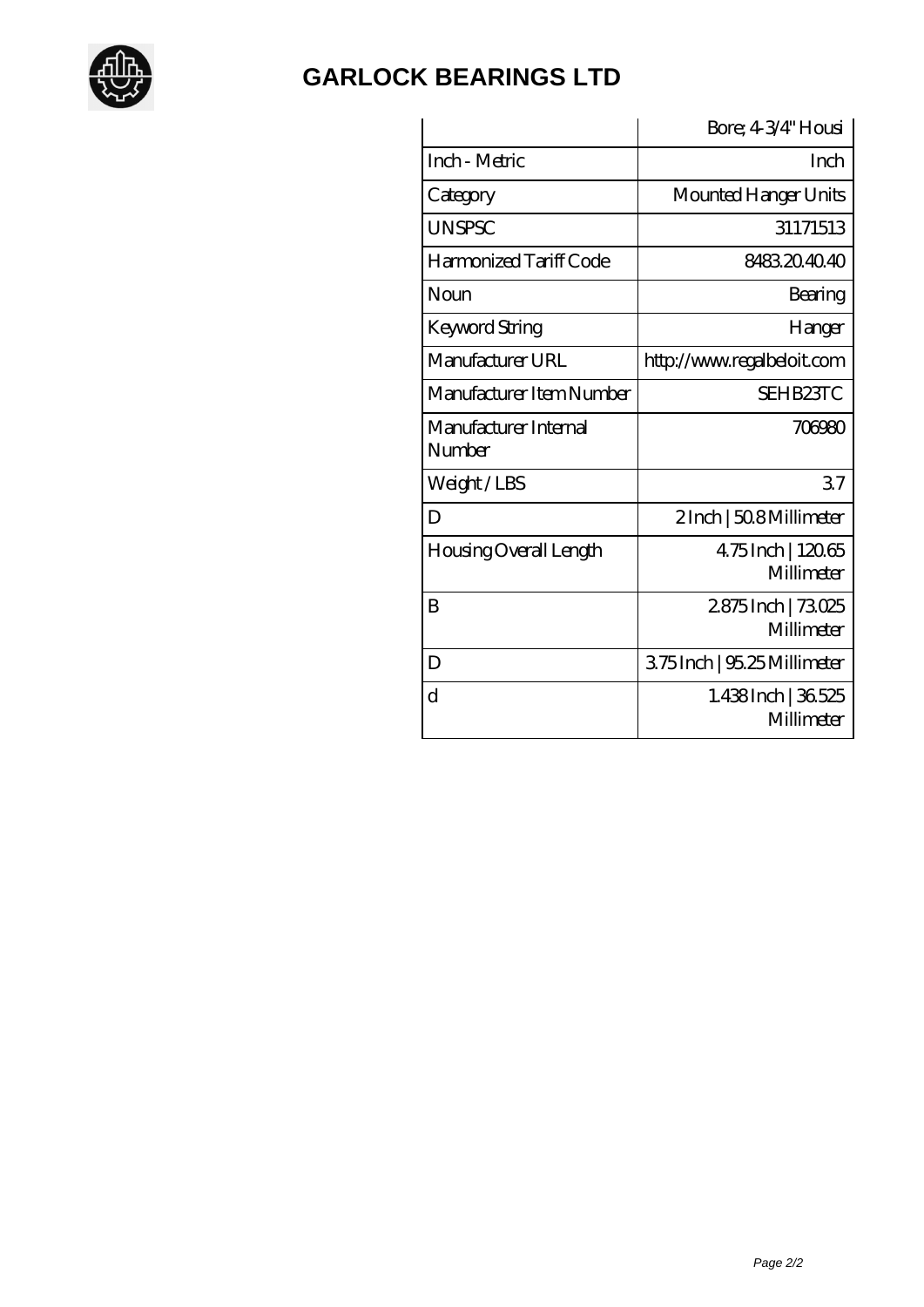# GARLOCK BEARINGS LTD

| | |
|---|---|
| | Bore; 4-3/4" Housi |
| Inch - Metric | Inch |
| Category | Mounted Hanger Units |
| UNSPSC | 31171513 |
| Harmonized Tariff Code | 8483.20.40.40 |
| Noun | Bearing |
| Keyword String | Hanger |
| Manufacturer URL | http://www.regalbeloit.com |
| Manufacturer Item Number | SEHB23TC |
| Manufacturer Internal Number | 706980 |
| Weight / LBS | 3.7 |
| D | 2 Inch \| 50.8 Millimeter |
| Housing Overall Length | 4.75 Inch \| 120.65 Millimeter |
| B | 2.875 Inch \| 73.025 Millimeter |
| D | 3.75 Inch \| 95.25 Millimeter |
| d | 1.438 Inch \| 36.525 Millimeter |